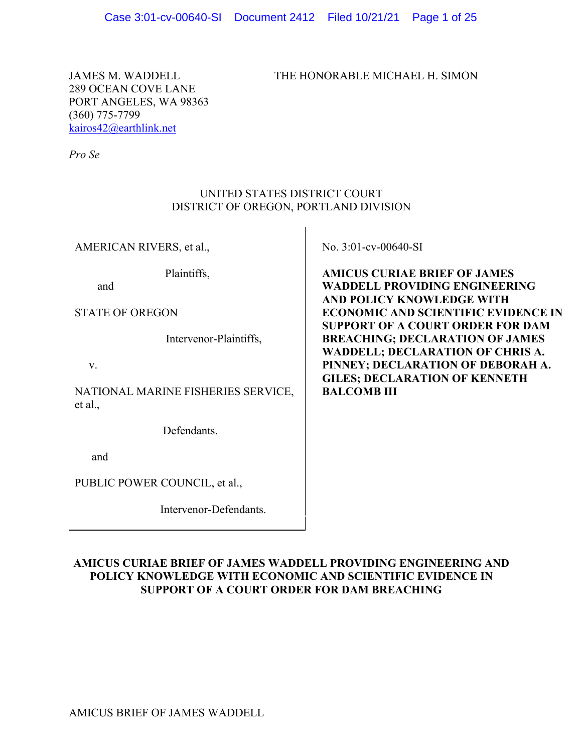JAMES M. WADDELL
289 OCEAN COVE LANE
PORT ANGELES, WA 98363
(360) 775-7799
kairos42@earthlink.net

*Pro Se*

THE HONORABLE MICHAEL H. SIMON

UNITED STATES DISTRICT COURT
DISTRICT OF OREGON, PORTLAND DIVISION

| | |
|---|---|
| AMERICAN RIVERS, et al.,<br><br>Plaintiffs,<br><br>and<br><br>STATE OF OREGON<br><br>Intervenor-Plaintiffs,<br><br>v.<br><br>NATIONAL MARINE FISHERIES SERVICE, et al.,<br><br>Defendants.<br><br>and<br><br>PUBLIC POWER COUNCIL, et al.,<br><br>Intervenor-Defendants. | No. 3:01-cv-00640-SI<br><br>**AMICUS CURIAE BRIEF OF JAMES WADDELL PROVIDING ENGINEERING AND POLICY KNOWLEDGE WITH ECONOMIC AND SCIENTIFIC EVIDENCE IN SUPPORT OF A COURT ORDER FOR DAM BREACHING; DECLARATION OF JAMES WADDELL; DECLARATION OF CHRIS A. PINNEY; DECLARATION OF DEBORAH A. GILES; DECLARATION OF KENNETH BALCOMB III** |

**AMICUS CURIAE BRIEF OF JAMES WADDELL PROVIDING ENGINEERING AND POLICY KNOWLEDGE WITH ECONOMIC AND SCIENTIFIC EVIDENCE IN SUPPORT OF A COURT ORDER FOR DAM BREACHING**

AMICUS BRIEF OF JAMES WADDELL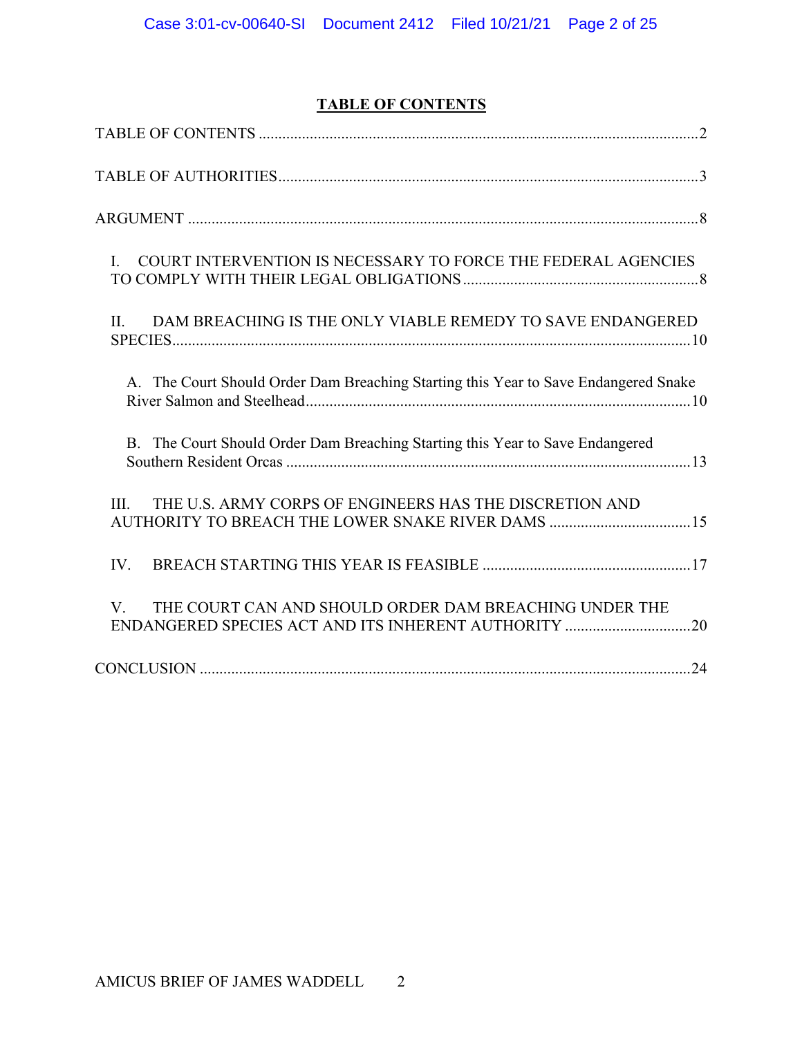## TABLE OF CONTENTS

TABLE OF CONTENTS ........................................................................................................ 2

TABLE OF AUTHORITIES.................................................................................................. 3

ARGUMENT ....................................................................................................................... 8

- I. COURT INTERVENTION IS NECESSARY TO FORCE THE FEDERAL AGENCIES TO COMPLY WITH THEIR LEGAL OBLIGATIONS ............................................................ 8

- II. DAM BREACHING IS THE ONLY VIABLE REMEDY TO SAVE ENDANGERED SPECIES..................................................................................................................... 10

  - A. The Court Should Order Dam Breaching Starting this Year to Save Endangered Snake River Salmon and Steelhead................................................................................. 10

  - B. The Court Should Order Dam Breaching Starting this Year to Save Endangered Southern Resident Orcas ...................................................................................... 13

- III. THE U.S. ARMY CORPS OF ENGINEERS HAS THE DISCRETION AND AUTHORITY TO BREACH THE LOWER SNAKE RIVER DAMS .................................... 15

- IV. BREACH STARTING THIS YEAR IS FEASIBLE ..................................................... 17

- V. THE COURT CAN AND SHOULD ORDER DAM BREACHING UNDER THE ENDANGERED SPECIES ACT AND ITS INHERENT AUTHORITY ................................ 20

CONCLUSION ................................................................................................................. 24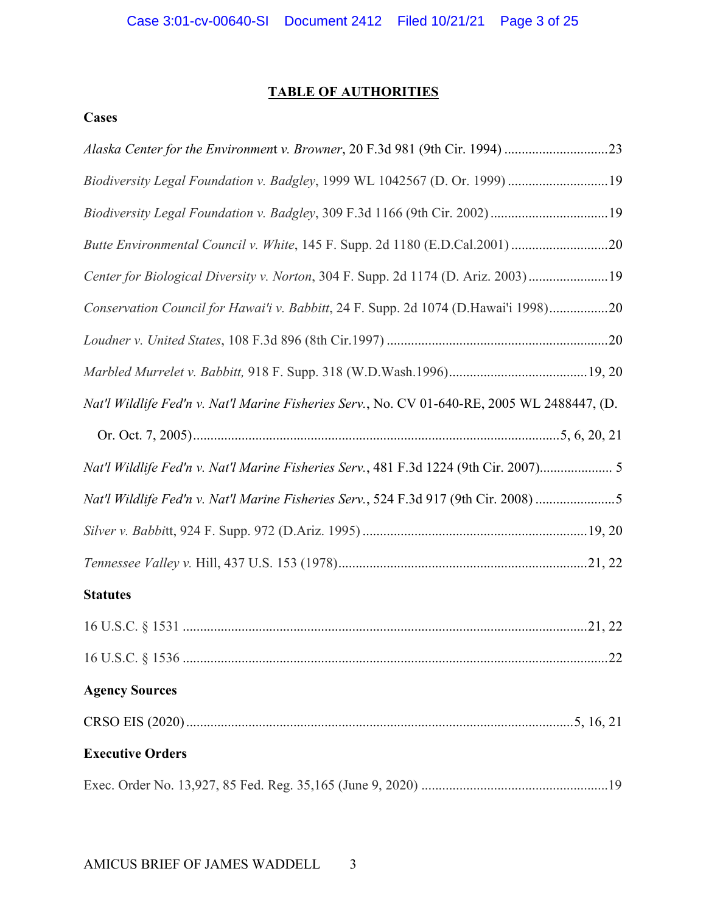# TABLE OF AUTHORITIES

## Cases

*Alaska Center for the Environmen*t *v. Browner*, 20 F.3d 981 (9th Cir. 1994) .............................23

*Biodiversity Legal Foundation v. Badgley*, 1999 WL 1042567 (D. Or. 1999) .............................19

*Biodiversity Legal Foundation v. Badgley*, 309 F.3d 1166 (9th Cir. 2002) ..................................19

*Butte Environmental Council v. White*, 145 F. Supp. 2d 1180 (E.D.Cal.2001) ............................20

*Center for Biological Diversity v. Norton*, 304 F. Supp. 2d 1174 (D. Ariz. 2003).......................19

*Conservation Council for Hawai'i v. Babbitt*, 24 F. Supp. 2d 1074 (D.Hawai'i 1998).................20

*Loudner v. United States*, 108 F.3d 896 (8th Cir.1997) ................................................................20

*Marbled Murrelet v. Babbitt,* 918 F. Supp. 318 (W.D.Wash.1996)........................................19, 20

*Nat'l Wildlife Fed'n v. Nat'l Marine Fisheries Serv.*, No. CV 01-640-RE, 2005 WL 2488447, (D. Or. Oct. 7, 2005)..........................................................................................................5, 6, 20, 21

*Nat'l Wildlife Fed'n v. Nat'l Marine Fisheries Serv.*, 481 F.3d 1224 (9th Cir. 2007)..................... 5

*Nat'l Wildlife Fed'n v. Nat'l Marine Fisheries Serv.*, 524 F.3d 917 (9th Cir. 2008) .......................5

*Silver v. Babbi*tt, 924 F. Supp. 972 (D.Ariz. 1995) .................................................................19, 20

*Tennessee Valley v.* Hill, 437 U.S. 153 (1978).......................................................................21, 22

## Statutes

16 U.S.C. § 1531 ....................................................................................................................21, 22

16 U.S.C. § 1536 ..........................................................................................................................22

## Agency Sources

CRSO EIS (2020)................................................................................................................5, 16, 21

## Executive Orders

Exec. Order No. 13,927, 85 Fed. Reg. 35,165 (June 9, 2020) .....................................................19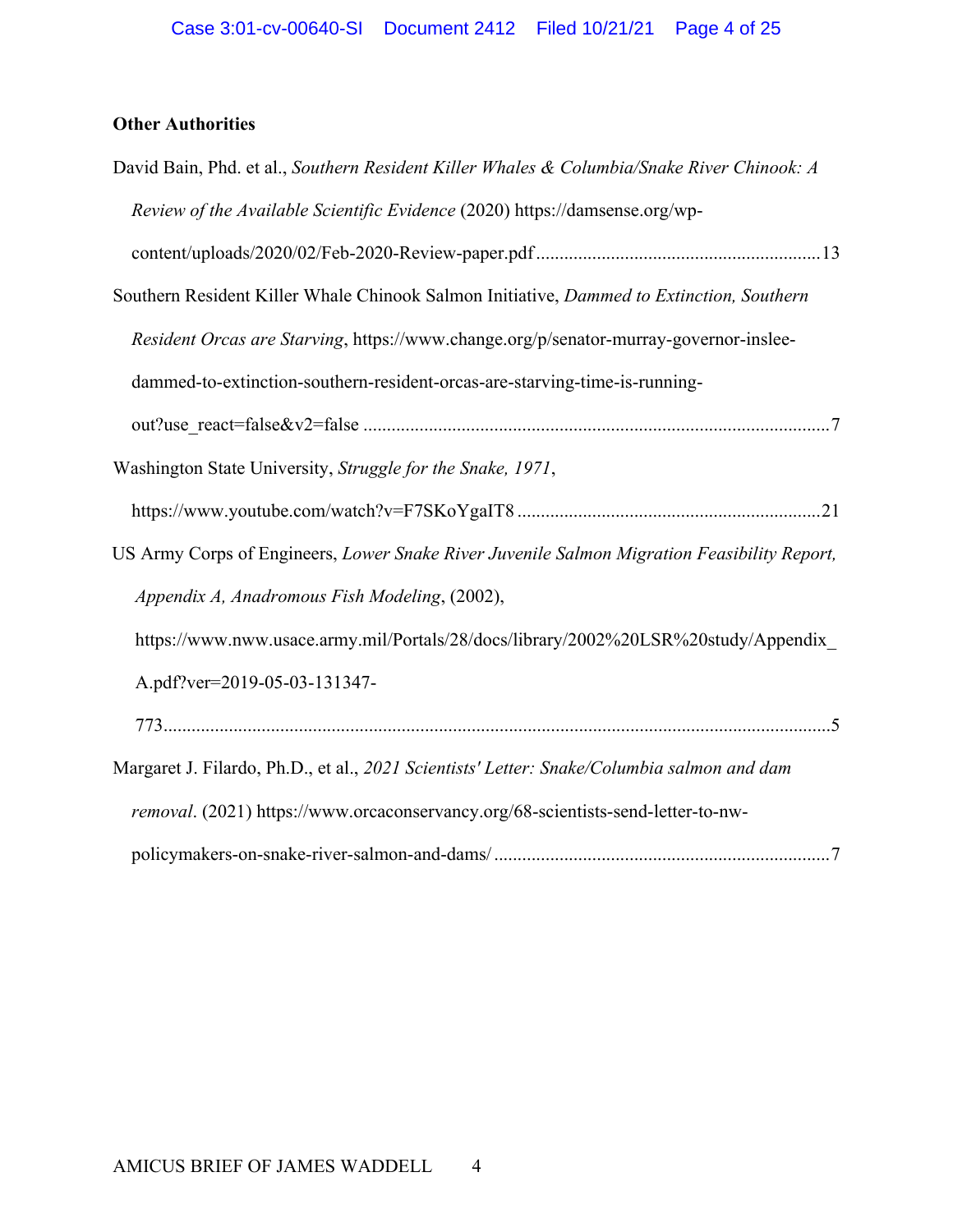**Other Authorities**

David Bain, Phd. et al., *Southern Resident Killer Whales & Columbia/Snake River Chinook: A Review of the Available Scientific Evidence* (2020) https://damsense.org/wp-content/uploads/2020/02/Feb-2020-Review-paper.pdf ............................................................ 13

Southern Resident Killer Whale Chinook Salmon Initiative, *Dammed to Extinction, Southern Resident Orcas are Starving*, https://www.change.org/p/senator-murray-governor-inslee-dammed-to-extinction-southern-resident-orcas-are-starving-time-is-running-out?use_react=false&v2=false ................................................................................................... 7

Washington State University, *Struggle for the Snake, 1971*, https://www.youtube.com/watch?v=F7SKoYgaIT8 ................................................................ 21

US Army Corps of Engineers, *Lower Snake River Juvenile Salmon Migration Feasibility Report, Appendix A, Anadromous Fish Modeling*, (2002), https://www.nww.usace.army.mil/Portals/28/docs/library/2002%20LSR%20study/Appendix_A.pdf?ver=2019-05-03-131347-773............................................................................................................................. 5

Margaret J. Filardo, Ph.D., et al., *2021 Scientists' Letter: Snake/Columbia salmon and dam removal*. (2021) https://www.orcaconservancy.org/68-scientists-send-letter-to-nw-policymakers-on-snake-river-salmon-and-dams/ ....................................................................... 7

AMICUS BRIEF OF JAMES WADDELL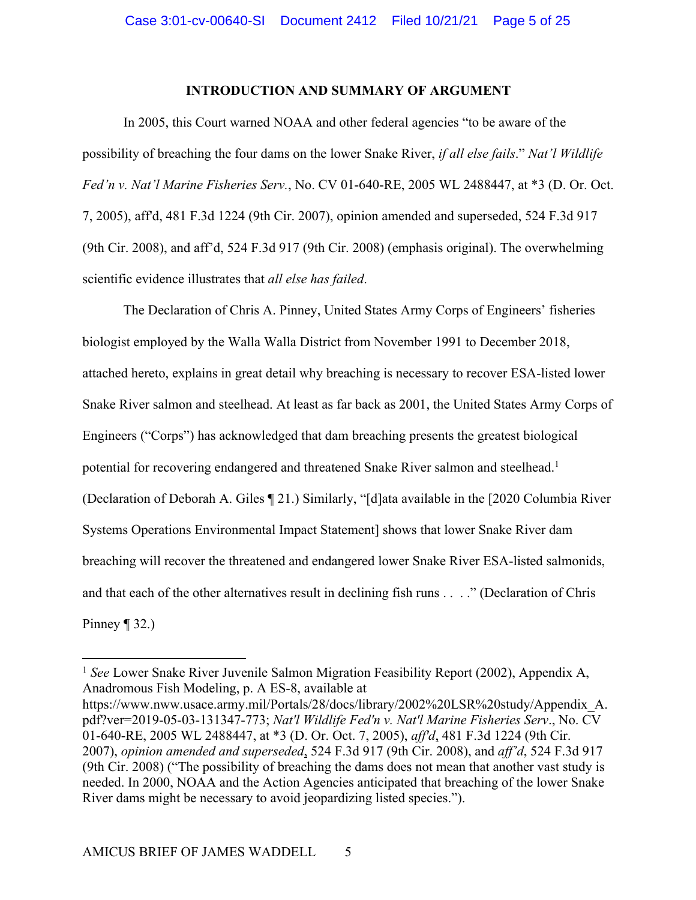## INTRODUCTION AND SUMMARY OF ARGUMENT

In 2005, this Court warned NOAA and other federal agencies "to be aware of the possibility of breaching the four dams on the lower Snake River, *if all else fails*." *Nat'l Wildlife Fed'n v. Nat'l Marine Fisheries Serv.*, No. CV 01-640-RE, 2005 WL 2488447, at *3 (D. Or. Oct. 7, 2005), aff'd, 481 F.3d 1224 (9th Cir. 2007), opinion amended and superseded, 524 F.3d 917 (9th Cir. 2008), and aff'd, 524 F.3d 917 (9th Cir. 2008) (emphasis original). The overwhelming scientific evidence illustrates that *all else has failed*.

The Declaration of Chris A. Pinney, United States Army Corps of Engineers' fisheries biologist employed by the Walla Walla District from November 1991 to December 2018, attached hereto, explains in great detail why breaching is necessary to recover ESA-listed lower Snake River salmon and steelhead. At least as far back as 2001, the United States Army Corps of Engineers ("Corps") has acknowledged that dam breaching presents the greatest biological potential for recovering endangered and threatened Snake River salmon and steelhead.[1] (Declaration of Deborah A. Giles ¶ 21.) Similarly, "[d]ata available in the [2020 Columbia River Systems Operations Environmental Impact Statement] shows that lower Snake River dam breaching will recover the threatened and endangered lower Snake River ESA-listed salmonids, and that each of the other alternatives result in declining fish runs . . . ." (Declaration of Chris Pinney ¶ 32.)

---

[1] *See* Lower Snake River Juvenile Salmon Migration Feasibility Report (2002), Appendix A, Anadromous Fish Modeling, p. A ES-8, available at https://www.nww.usace.army.mil/Portals/28/docs/library/2002%20LSR%20study/Appendix_A.pdf?ver=2019-05-03-131347-773; *Nat'l Wildlife Fed'n v. Nat'l Marine Fisheries Serv*., No. CV 01-640-RE, 2005 WL 2488447, at *3 (D. Or. Oct. 7, 2005), *aff'd*, 481 F.3d 1224 (9th Cir. 2007), *opinion amended and superseded*, 524 F.3d 917 (9th Cir. 2008), and *aff'd*, 524 F.3d 917 (9th Cir. 2008) ("The possibility of breaching the dams does not mean that another vast study is needed. In 2000, NOAA and the Action Agencies anticipated that breaching of the lower Snake River dams might be necessary to avoid jeopardizing listed species.").

AMICUS BRIEF OF JAMES WADDELL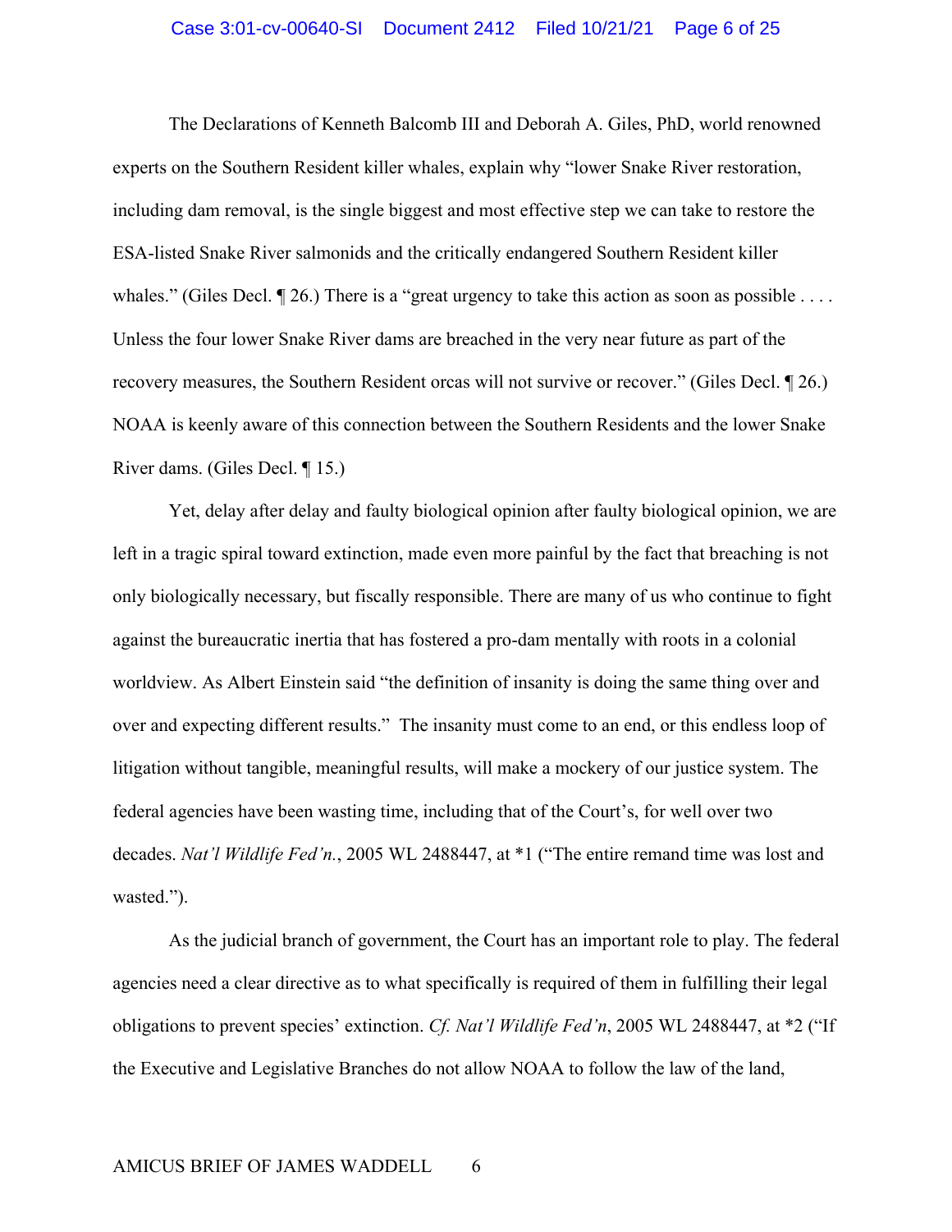The Declarations of Kenneth Balcomb III and Deborah A. Giles, PhD, world renowned experts on the Southern Resident killer whales, explain why "lower Snake River restoration, including dam removal, is the single biggest and most effective step we can take to restore the ESA-listed Snake River salmonids and the critically endangered Southern Resident killer whales." (Giles Decl. ¶ 26.) There is a "great urgency to take this action as soon as possible . . . . Unless the four lower Snake River dams are breached in the very near future as part of the recovery measures, the Southern Resident orcas will not survive or recover." (Giles Decl. ¶ 26.) NOAA is keenly aware of this connection between the Southern Residents and the lower Snake River dams. (Giles Decl. ¶ 15.)

Yet, delay after delay and faulty biological opinion after faulty biological opinion, we are left in a tragic spiral toward extinction, made even more painful by the fact that breaching is not only biologically necessary, but fiscally responsible. There are many of us who continue to fight against the bureaucratic inertia that has fostered a pro-dam mentally with roots in a colonial worldview. As Albert Einstein said "the definition of insanity is doing the same thing over and over and expecting different results." The insanity must come to an end, or this endless loop of litigation without tangible, meaningful results, will make a mockery of our justice system. The federal agencies have been wasting time, including that of the Court's, for well over two decades. *Nat'l Wildlife Fed'n.*, 2005 WL 2488447, at *1 ("The entire remand time was lost and wasted.").

As the judicial branch of government, the Court has an important role to play. The federal agencies need a clear directive as to what specifically is required of them in fulfilling their legal obligations to prevent species' extinction. *Cf. Nat'l Wildlife Fed'n*, 2005 WL 2488447, at *2 ("If the Executive and Legislative Branches do not allow NOAA to follow the law of the land,

AMICUS BRIEF OF JAMES WADDELL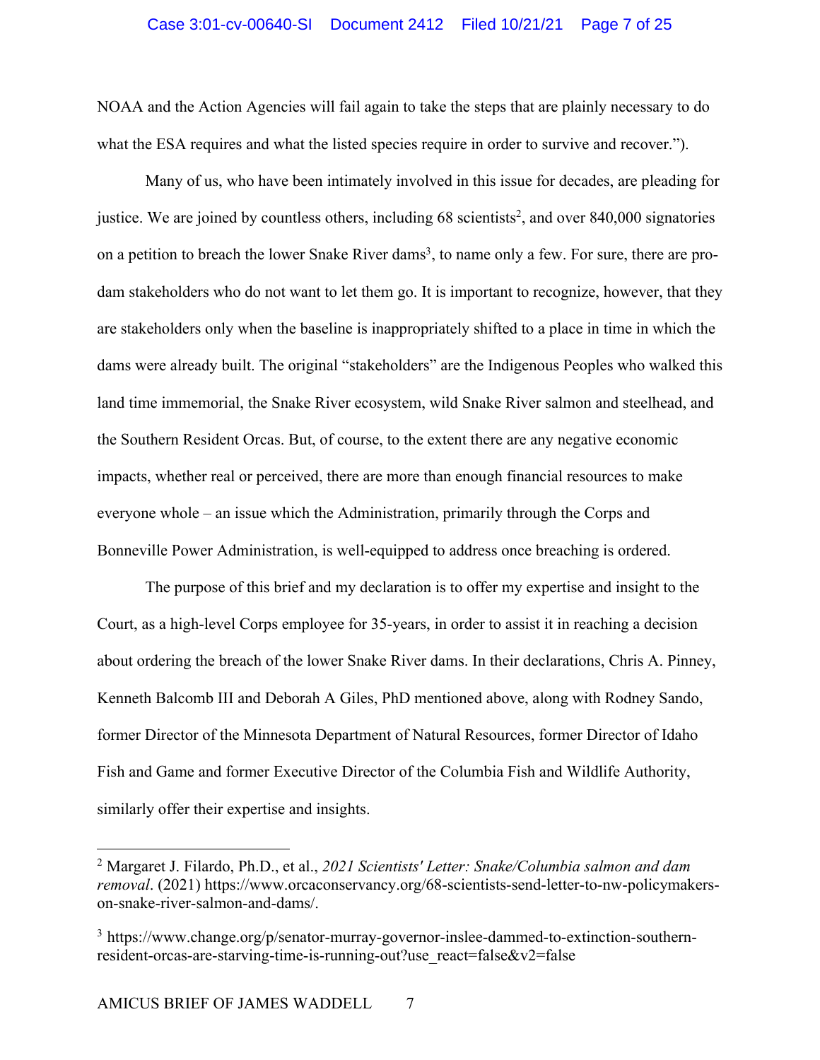NOAA and the Action Agencies will fail again to take the steps that are plainly necessary to do what the ESA requires and what the listed species require in order to survive and recover.").

Many of us, who have been intimately involved in this issue for decades, are pleading for justice. We are joined by countless others, including 68 scientists[2], and over 840,000 signatories on a petition to breach the lower Snake River dams[3], to name only a few. For sure, there are pro-dam stakeholders who do not want to let them go. It is important to recognize, however, that they are stakeholders only when the baseline is inappropriately shifted to a place in time in which the dams were already built. The original "stakeholders" are the Indigenous Peoples who walked this land time immemorial, the Snake River ecosystem, wild Snake River salmon and steelhead, and the Southern Resident Orcas. But, of course, to the extent there are any negative economic impacts, whether real or perceived, there are more than enough financial resources to make everyone whole – an issue which the Administration, primarily through the Corps and Bonneville Power Administration, is well-equipped to address once breaching is ordered.

The purpose of this brief and my declaration is to offer my expertise and insight to the Court, as a high-level Corps employee for 35-years, in order to assist it in reaching a decision about ordering the breach of the lower Snake River dams. In their declarations, Chris A. Pinney, Kenneth Balcomb III and Deborah A Giles, PhD mentioned above, along with Rodney Sando, former Director of the Minnesota Department of Natural Resources, former Director of Idaho Fish and Game and former Executive Director of the Columbia Fish and Wildlife Authority, similarly offer their expertise and insights.

---

[2] Margaret J. Filardo, Ph.D., et al., *2021 Scientists' Letter: Snake/Columbia salmon and dam removal*. (2021) https://www.orcaconservancy.org/68-scientists-send-letter-to-nw-policymakers-on-snake-river-salmon-and-dams/.

[3] https://www.change.org/p/senator-murray-governor-inslee-dammed-to-extinction-southern-resident-orcas-are-starving-time-is-running-out?use_react=false&v2=false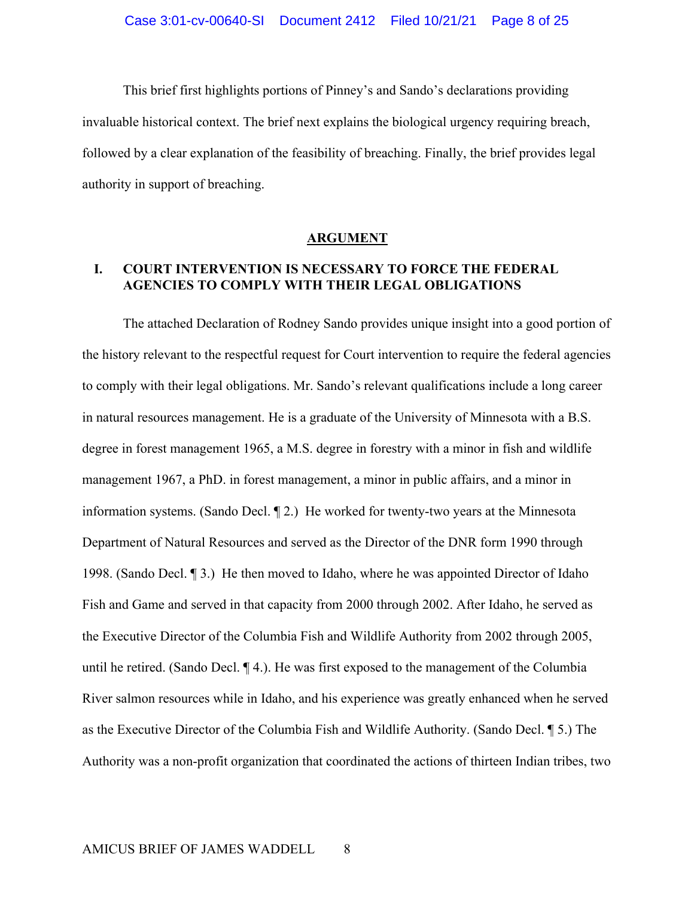This brief first highlights portions of Pinney's and Sando's declarations providing invaluable historical context. The brief next explains the biological urgency requiring breach, followed by a clear explanation of the feasibility of breaching. Finally, the brief provides legal authority in support of breaching.

## ARGUMENT

### I. COURT INTERVENTION IS NECESSARY TO FORCE THE FEDERAL AGENCIES TO COMPLY WITH THEIR LEGAL OBLIGATIONS

The attached Declaration of Rodney Sando provides unique insight into a good portion of the history relevant to the respectful request for Court intervention to require the federal agencies to comply with their legal obligations. Mr. Sando's relevant qualifications include a long career in natural resources management. He is a graduate of the University of Minnesota with a B.S. degree in forest management 1965, a M.S. degree in forestry with a minor in fish and wildlife management 1967, a PhD. in forest management, a minor in public affairs, and a minor in information systems. (Sando Decl. ¶ 2.) He worked for twenty-two years at the Minnesota Department of Natural Resources and served as the Director of the DNR form 1990 through 1998. (Sando Decl. ¶ 3.) He then moved to Idaho, where he was appointed Director of Idaho Fish and Game and served in that capacity from 2000 through 2002. After Idaho, he served as the Executive Director of the Columbia Fish and Wildlife Authority from 2002 through 2005, until he retired. (Sando Decl. ¶ 4.). He was first exposed to the management of the Columbia River salmon resources while in Idaho, and his experience was greatly enhanced when he served as the Executive Director of the Columbia Fish and Wildlife Authority. (Sando Decl. ¶ 5.) The Authority was a non-profit organization that coordinated the actions of thirteen Indian tribes, two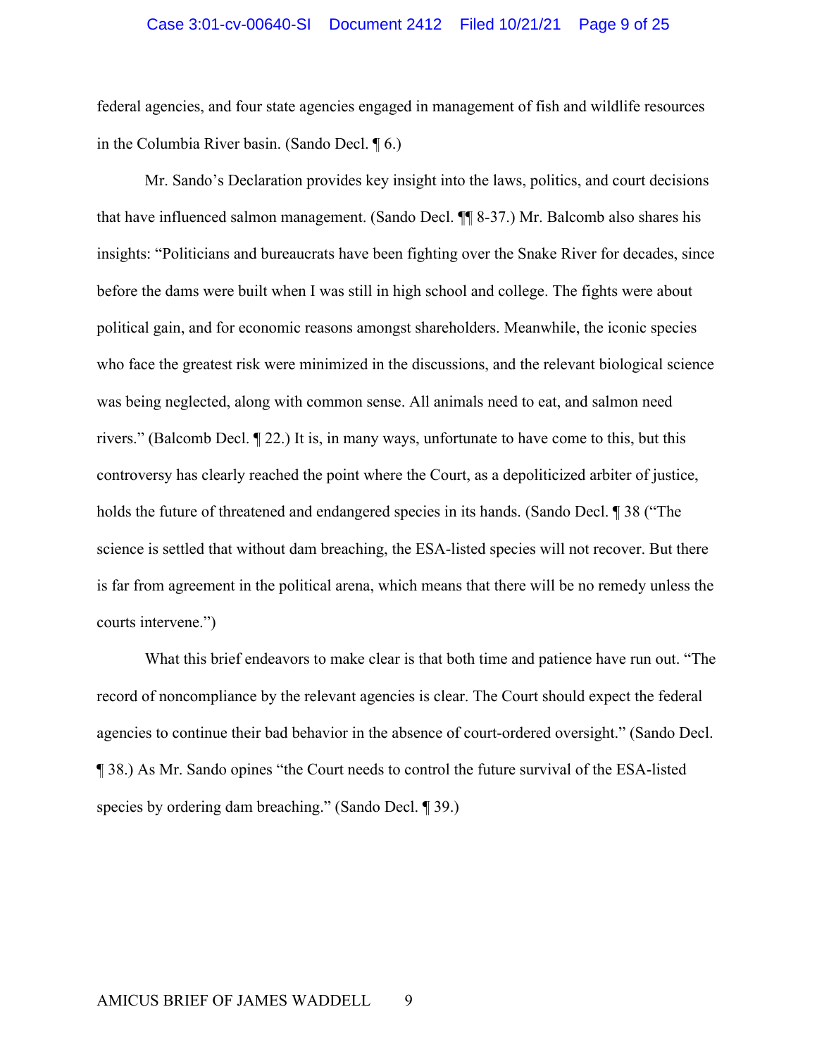federal agencies, and four state agencies engaged in management of fish and wildlife resources in the Columbia River basin. (Sando Decl. ¶ 6.)

Mr. Sando's Declaration provides key insight into the laws, politics, and court decisions that have influenced salmon management. (Sando Decl. ¶¶ 8-37.) Mr. Balcomb also shares his insights: "Politicians and bureaucrats have been fighting over the Snake River for decades, since before the dams were built when I was still in high school and college. The fights were about political gain, and for economic reasons amongst shareholders. Meanwhile, the iconic species who face the greatest risk were minimized in the discussions, and the relevant biological science was being neglected, along with common sense. All animals need to eat, and salmon need rivers." (Balcomb Decl. ¶ 22.) It is, in many ways, unfortunate to have come to this, but this controversy has clearly reached the point where the Court, as a depoliticized arbiter of justice, holds the future of threatened and endangered species in its hands. (Sando Decl. ¶ 38 ("The science is settled that without dam breaching, the ESA-listed species will not recover. But there is far from agreement in the political arena, which means that there will be no remedy unless the courts intervene.")

What this brief endeavors to make clear is that both time and patience have run out. "The record of noncompliance by the relevant agencies is clear. The Court should expect the federal agencies to continue their bad behavior in the absence of court-ordered oversight." (Sando Decl. ¶ 38.) As Mr. Sando opines "the Court needs to control the future survival of the ESA-listed species by ordering dam breaching." (Sando Decl. ¶ 39.)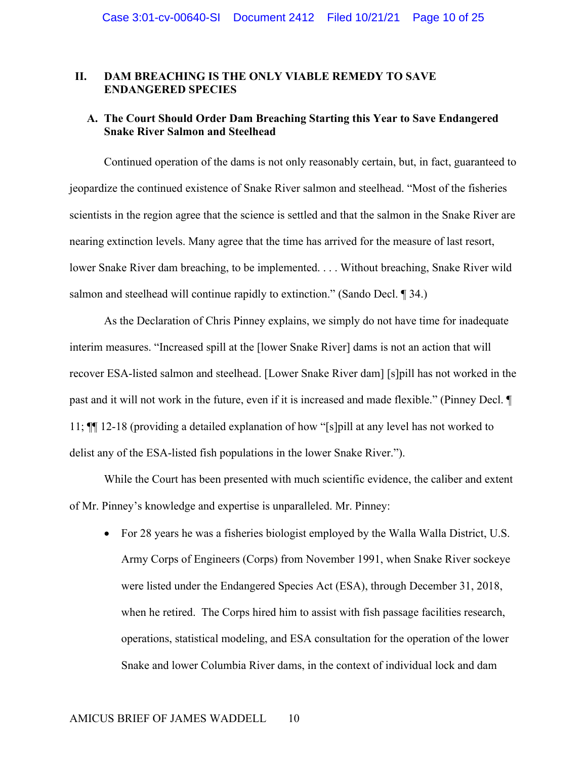## II. DAM BREACHING IS THE ONLY VIABLE REMEDY TO SAVE ENDANGERED SPECIES

### A. The Court Should Order Dam Breaching Starting this Year to Save Endangered Snake River Salmon and Steelhead

Continued operation of the dams is not only reasonably certain, but, in fact, guaranteed to jeopardize the continued existence of Snake River salmon and steelhead. "Most of the fisheries scientists in the region agree that the science is settled and that the salmon in the Snake River are nearing extinction levels. Many agree that the time has arrived for the measure of last resort, lower Snake River dam breaching, to be implemented. . . . Without breaching, Snake River wild salmon and steelhead will continue rapidly to extinction." (Sando Decl. ¶ 34.)

As the Declaration of Chris Pinney explains, we simply do not have time for inadequate interim measures. "Increased spill at the [lower Snake River] dams is not an action that will recover ESA-listed salmon and steelhead. [Lower Snake River dam] [s]pill has not worked in the past and it will not work in the future, even if it is increased and made flexible." (Pinney Decl. ¶ 11; ¶¶ 12-18 (providing a detailed explanation of how "[s]pill at any level has not worked to delist any of the ESA-listed fish populations in the lower Snake River.").

While the Court has been presented with much scientific evidence, the caliber and extent of Mr. Pinney's knowledge and expertise is unparalleled. Mr. Pinney:

- For 28 years he was a fisheries biologist employed by the Walla Walla District, U.S. Army Corps of Engineers (Corps) from November 1991, when Snake River sockeye were listed under the Endangered Species Act (ESA), through December 31, 2018, when he retired. The Corps hired him to assist with fish passage facilities research, operations, statistical modeling, and ESA consultation for the operation of the lower Snake and lower Columbia River dams, in the context of individual lock and dam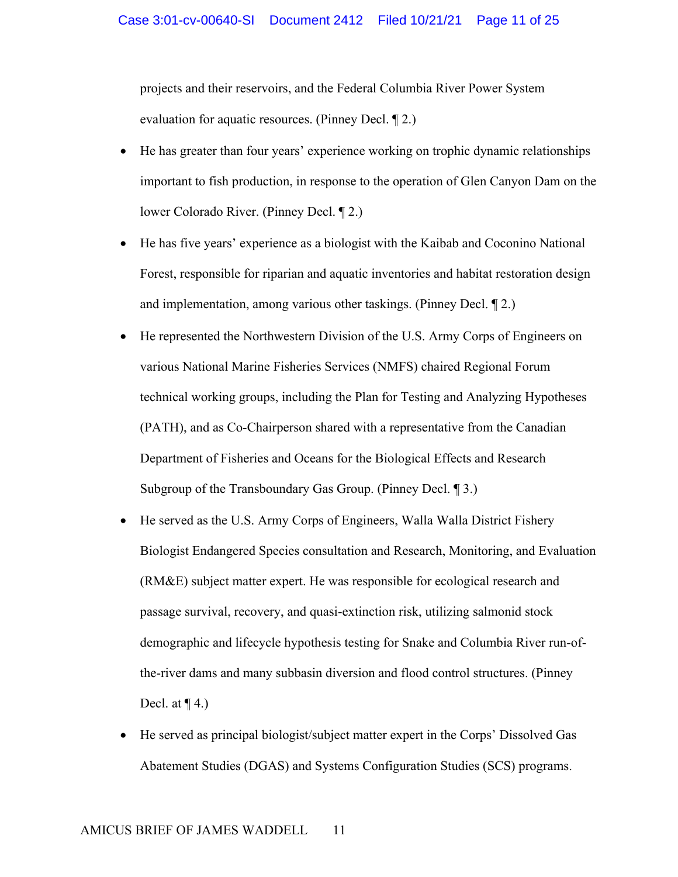projects and their reservoirs, and the Federal Columbia River Power System evaluation for aquatic resources. (Pinney Decl. ¶ 2.)

- He has greater than four years' experience working on trophic dynamic relationships important to fish production, in response to the operation of Glen Canyon Dam on the lower Colorado River. (Pinney Decl. ¶ 2.)
- He has five years' experience as a biologist with the Kaibab and Coconino National Forest, responsible for riparian and aquatic inventories and habitat restoration design and implementation, among various other taskings. (Pinney Decl. ¶ 2.)
- He represented the Northwestern Division of the U.S. Army Corps of Engineers on various National Marine Fisheries Services (NMFS) chaired Regional Forum technical working groups, including the Plan for Testing and Analyzing Hypotheses (PATH), and as Co-Chairperson shared with a representative from the Canadian Department of Fisheries and Oceans for the Biological Effects and Research Subgroup of the Transboundary Gas Group. (Pinney Decl. ¶ 3.)
- He served as the U.S. Army Corps of Engineers, Walla Walla District Fishery Biologist Endangered Species consultation and Research, Monitoring, and Evaluation (RM&E) subject matter expert. He was responsible for ecological research and passage survival, recovery, and quasi-extinction risk, utilizing salmonid stock demographic and lifecycle hypothesis testing for Snake and Columbia River run-of-the-river dams and many subbasin diversion and flood control structures. (Pinney Decl. at ¶ 4.)
- He served as principal biologist/subject matter expert in the Corps' Dissolved Gas Abatement Studies (DGAS) and Systems Configuration Studies (SCS) programs.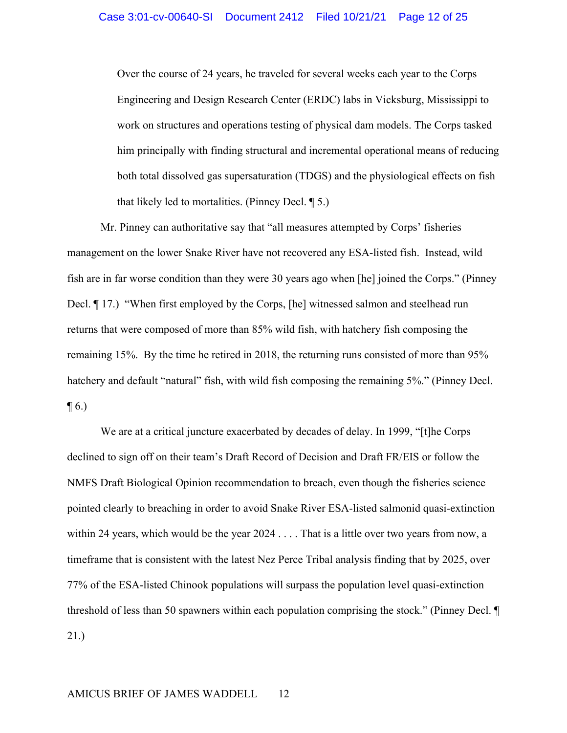> Over the course of 24 years, he traveled for several weeks each year to the Corps Engineering and Design Research Center (ERDC) labs in Vicksburg, Mississippi to work on structures and operations testing of physical dam models. The Corps tasked him principally with finding structural and incremental operational means of reducing both total dissolved gas supersaturation (TDGS) and the physiological effects on fish that likely led to mortalities. (Pinney Decl. ¶ 5.)

Mr. Pinney can authoritative say that "all measures attempted by Corps' fisheries management on the lower Snake River have not recovered any ESA-listed fish. Instead, wild fish are in far worse condition than they were 30 years ago when [he] joined the Corps." (Pinney Decl. ¶ 17.) "When first employed by the Corps, [he] witnessed salmon and steelhead run returns that were composed of more than 85% wild fish, with hatchery fish composing the remaining 15%. By the time he retired in 2018, the returning runs consisted of more than 95% hatchery and default "natural" fish, with wild fish composing the remaining 5%." (Pinney Decl. ¶ 6.)

We are at a critical juncture exacerbated by decades of delay. In 1999, "[t]he Corps declined to sign off on their team's Draft Record of Decision and Draft FR/EIS or follow the NMFS Draft Biological Opinion recommendation to breach, even though the fisheries science pointed clearly to breaching in order to avoid Snake River ESA-listed salmonid quasi-extinction within 24 years, which would be the year 2024 . . . . That is a little over two years from now, a timeframe that is consistent with the latest Nez Perce Tribal analysis finding that by 2025, over 77% of the ESA-listed Chinook populations will surpass the population level quasi-extinction threshold of less than 50 spawners within each population comprising the stock." (Pinney Decl. ¶ 21.)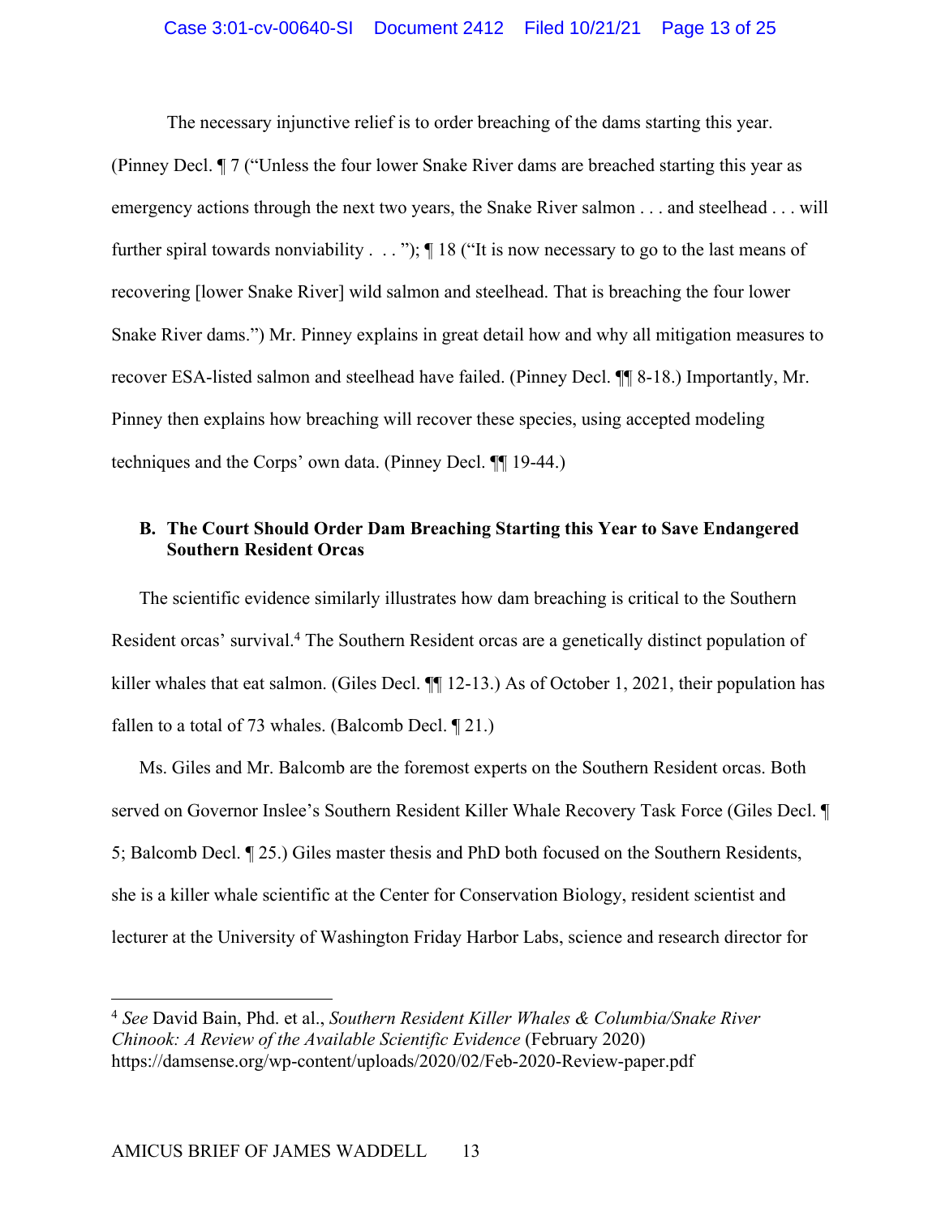The necessary injunctive relief is to order breaching of the dams starting this year. (Pinney Decl. ¶ 7 ("Unless the four lower Snake River dams are breached starting this year as emergency actions through the next two years, the Snake River salmon . . . and steelhead . . . will further spiral towards nonviability . . . "); ¶ 18 ("It is now necessary to go to the last means of recovering [lower Snake River] wild salmon and steelhead. That is breaching the four lower Snake River dams.") Mr. Pinney explains in great detail how and why all mitigation measures to recover ESA-listed salmon and steelhead have failed. (Pinney Decl. ¶¶ 8-18.) Importantly, Mr. Pinney then explains how breaching will recover these species, using accepted modeling techniques and the Corps' own data. (Pinney Decl. ¶¶ 19-44.)

### B. The Court Should Order Dam Breaching Starting this Year to Save Endangered Southern Resident Orcas

The scientific evidence similarly illustrates how dam breaching is critical to the Southern Resident orcas' survival.[4] The Southern Resident orcas are a genetically distinct population of killer whales that eat salmon. (Giles Decl. ¶¶ 12-13.) As of October 1, 2021, their population has fallen to a total of 73 whales. (Balcomb Decl. ¶ 21.)

Ms. Giles and Mr. Balcomb are the foremost experts on the Southern Resident orcas. Both served on Governor Inslee's Southern Resident Killer Whale Recovery Task Force (Giles Decl. ¶ 5; Balcomb Decl. ¶ 25.) Giles master thesis and PhD both focused on the Southern Residents, she is a killer whale scientific at the Center for Conservation Biology, resident scientist and lecturer at the University of Washington Friday Harbor Labs, science and research director for

---

[4] *See* David Bain, Phd. et al., *Southern Resident Killer Whales & Columbia/Snake River Chinook: A Review of the Available Scientific Evidence* (February 2020) https://damsense.org/wp-content/uploads/2020/02/Feb-2020-Review-paper.pdf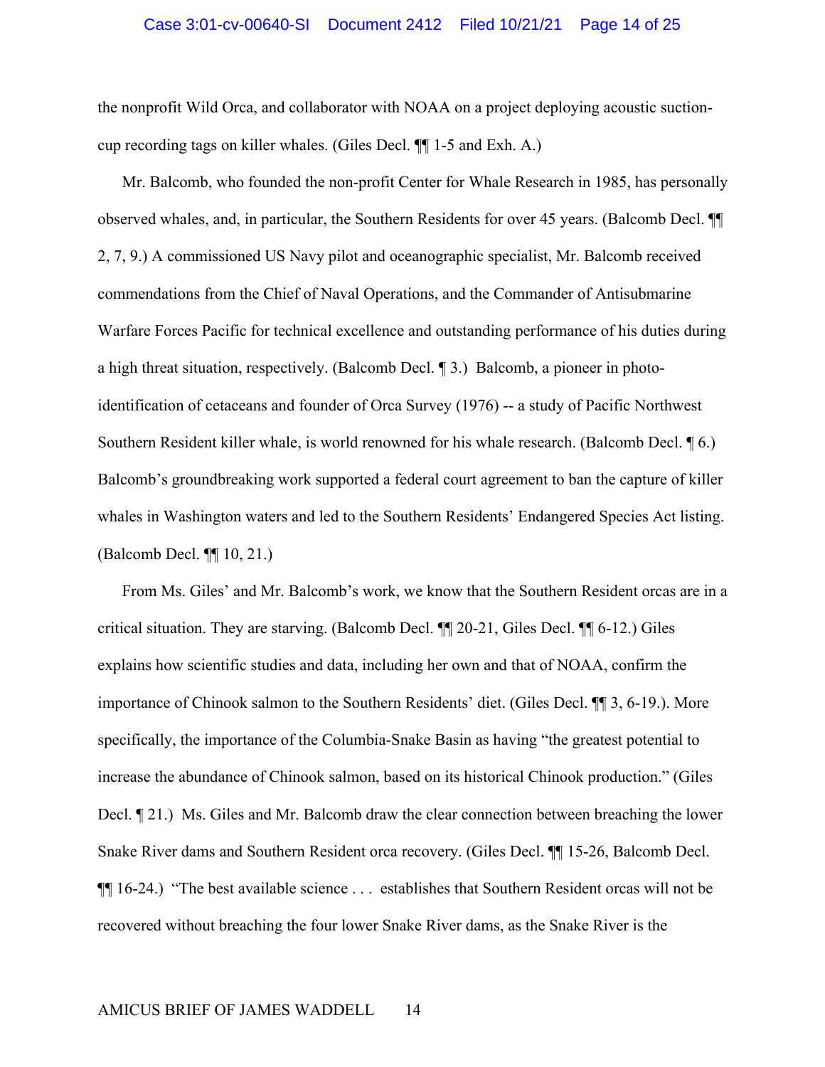the nonprofit Wild Orca, and collaborator with NOAA on a project deploying acoustic suction-cup recording tags on killer whales. (Giles Decl. ¶¶ 1-5 and Exh. A.)

Mr. Balcomb, who founded the non-profit Center for Whale Research in 1985, has personally observed whales, and, in particular, the Southern Residents for over 45 years. (Balcomb Decl. ¶¶ 2, 7, 9.) A commissioned US Navy pilot and oceanographic specialist, Mr. Balcomb received commendations from the Chief of Naval Operations, and the Commander of Antisubmarine Warfare Forces Pacific for technical excellence and outstanding performance of his duties during a high threat situation, respectively. (Balcomb Decl. ¶ 3.) Balcomb, a pioneer in photo-identification of cetaceans and founder of Orca Survey (1976) -- a study of Pacific Northwest Southern Resident killer whale, is world renowned for his whale research. (Balcomb Decl. ¶ 6.) Balcomb's groundbreaking work supported a federal court agreement to ban the capture of killer whales in Washington waters and led to the Southern Residents' Endangered Species Act listing. (Balcomb Decl. ¶¶ 10, 21.)

From Ms. Giles' and Mr. Balcomb's work, we know that the Southern Resident orcas are in a critical situation. They are starving. (Balcomb Decl. ¶¶ 20-21, Giles Decl. ¶¶ 6-12.) Giles explains how scientific studies and data, including her own and that of NOAA, confirm the importance of Chinook salmon to the Southern Residents' diet. (Giles Decl. ¶¶ 3, 6-19.). More specifically, the importance of the Columbia-Snake Basin as having "the greatest potential to increase the abundance of Chinook salmon, based on its historical Chinook production." (Giles Decl. ¶ 21.) Ms. Giles and Mr. Balcomb draw the clear connection between breaching the lower Snake River dams and Southern Resident orca recovery. (Giles Decl. ¶¶ 15-26, Balcomb Decl. ¶¶ 16-24.) "The best available science . . . establishes that Southern Resident orcas will not be recovered without breaching the four lower Snake River dams, as the Snake River is the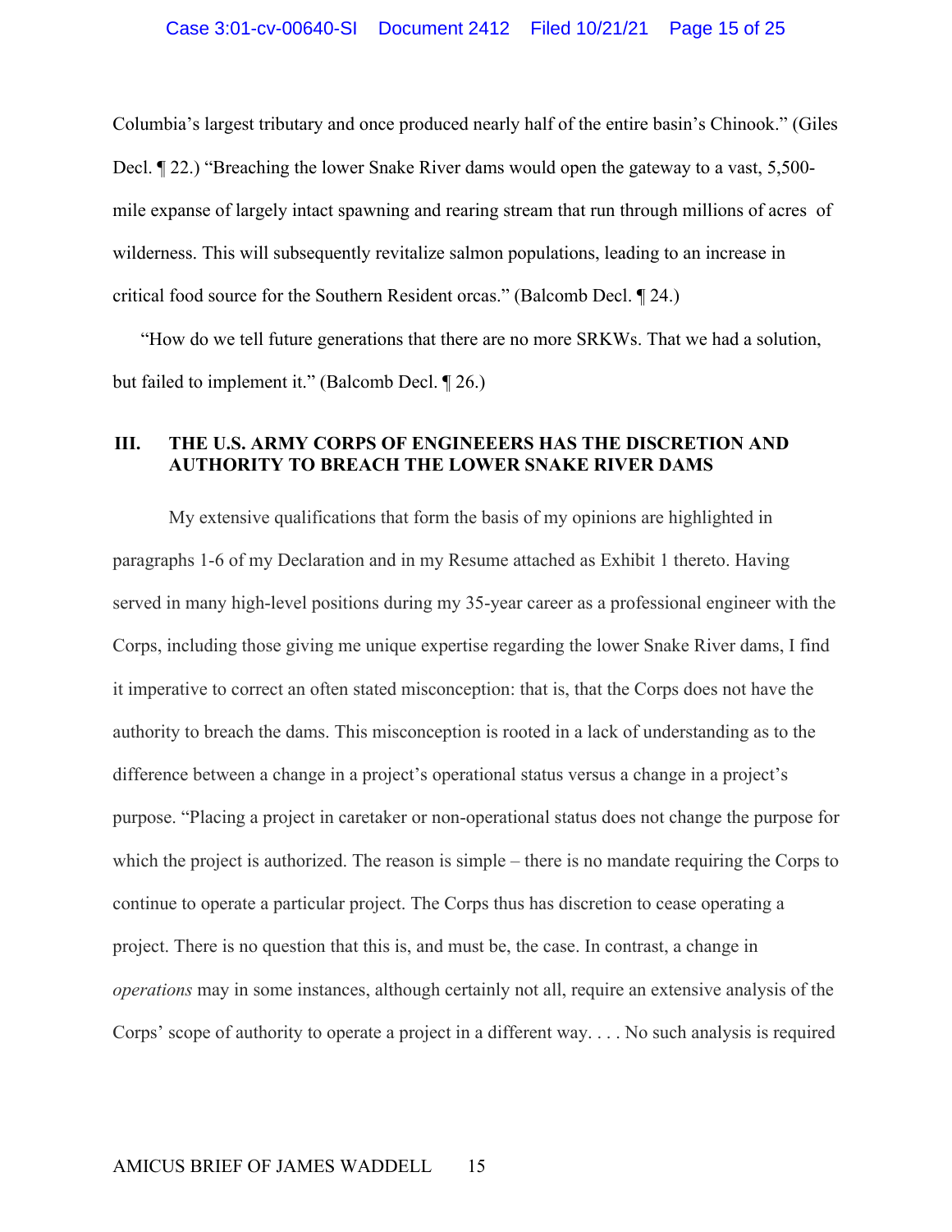Columbia's largest tributary and once produced nearly half of the entire basin's Chinook." (Giles Decl. ¶ 22.) "Breaching the lower Snake River dams would open the gateway to a vast, 5,500-mile expanse of largely intact spawning and rearing stream that run through millions of acres of wilderness. This will subsequently revitalize salmon populations, leading to an increase in critical food source for the Southern Resident orcas." (Balcomb Decl. ¶ 24.)

"How do we tell future generations that there are no more SRKWs. That we had a solution, but failed to implement it." (Balcomb Decl. ¶ 26.)

## III. THE U.S. ARMY CORPS OF ENGINEEERS HAS THE DISCRETION AND AUTHORITY TO BREACH THE LOWER SNAKE RIVER DAMS

My extensive qualifications that form the basis of my opinions are highlighted in paragraphs 1-6 of my Declaration and in my Resume attached as Exhibit 1 thereto. Having served in many high-level positions during my 35-year career as a professional engineer with the Corps, including those giving me unique expertise regarding the lower Snake River dams, I find it imperative to correct an often stated misconception: that is, that the Corps does not have the authority to breach the dams. This misconception is rooted in a lack of understanding as to the difference between a change in a project's operational status versus a change in a project's purpose. "Placing a project in caretaker or non-operational status does not change the purpose for which the project is authorized. The reason is simple – there is no mandate requiring the Corps to continue to operate a particular project. The Corps thus has discretion to cease operating a project. There is no question that this is, and must be, the case. In contrast, a change in *operations* may in some instances, although certainly not all, require an extensive analysis of the Corps' scope of authority to operate a project in a different way. . . . No such analysis is required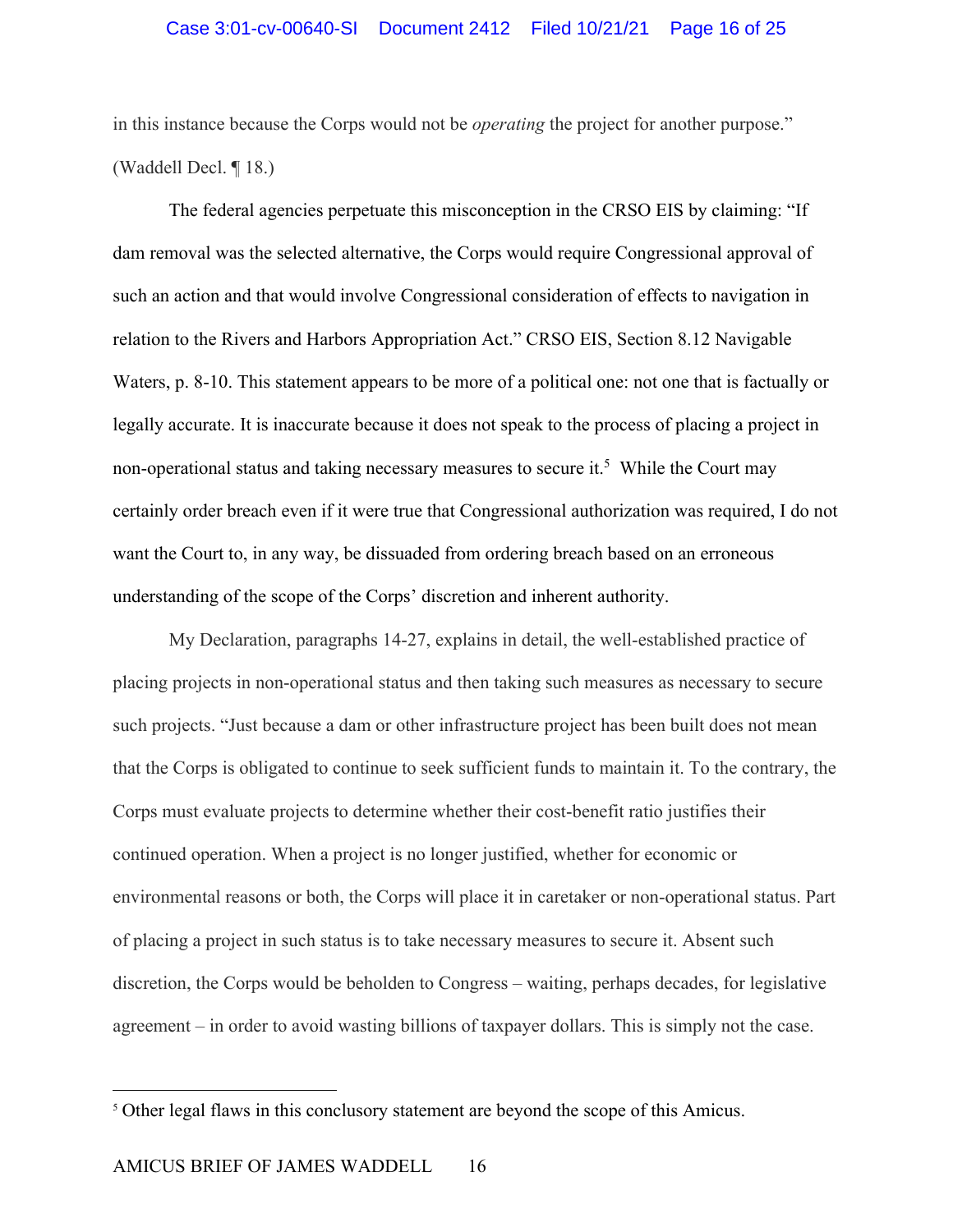in this instance because the Corps would not be *operating* the project for another purpose." (Waddell Decl. ¶ 18.)

The federal agencies perpetuate this misconception in the CRSO EIS by claiming: "If dam removal was the selected alternative, the Corps would require Congressional approval of such an action and that would involve Congressional consideration of effects to navigation in relation to the Rivers and Harbors Appropriation Act." CRSO EIS, Section 8.12 Navigable Waters, p. 8-10. This statement appears to be more of a political one: not one that is factually or legally accurate. It is inaccurate because it does not speak to the process of placing a project in non-operational status and taking necessary measures to secure it.[5] While the Court may certainly order breach even if it were true that Congressional authorization was required, I do not want the Court to, in any way, be dissuaded from ordering breach based on an erroneous understanding of the scope of the Corps' discretion and inherent authority.

My Declaration, paragraphs 14-27, explains in detail, the well-established practice of placing projects in non-operational status and then taking such measures as necessary to secure such projects. "Just because a dam or other infrastructure project has been built does not mean that the Corps is obligated to continue to seek sufficient funds to maintain it. To the contrary, the Corps must evaluate projects to determine whether their cost-benefit ratio justifies their continued operation. When a project is no longer justified, whether for economic or environmental reasons or both, the Corps will place it in caretaker or non-operational status. Part of placing a project in such status is to take necessary measures to secure it. Absent such discretion, the Corps would be beholden to Congress – waiting, perhaps decades, for legislative agreement – in order to avoid wasting billions of taxpayer dollars. This is simply not the case.

[5] Other legal flaws in this conclusory statement are beyond the scope of this Amicus.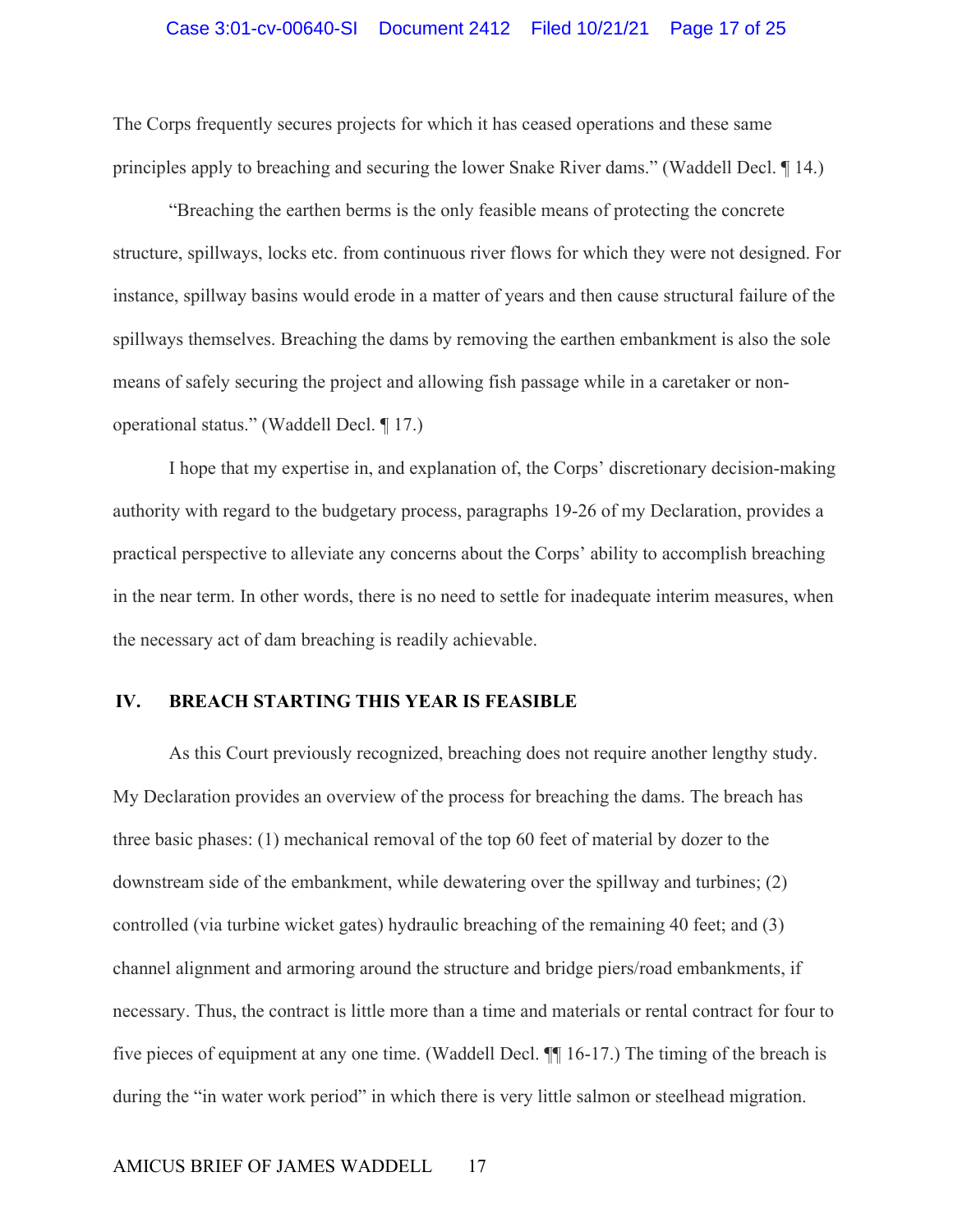The Corps frequently secures projects for which it has ceased operations and these same principles apply to breaching and securing the lower Snake River dams." (Waddell Decl. ¶ 14.)

"Breaching the earthen berms is the only feasible means of protecting the concrete structure, spillways, locks etc. from continuous river flows for which they were not designed. For instance, spillway basins would erode in a matter of years and then cause structural failure of the spillways themselves. Breaching the dams by removing the earthen embankment is also the sole means of safely securing the project and allowing fish passage while in a caretaker or non-operational status." (Waddell Decl. ¶ 17.)

I hope that my expertise in, and explanation of, the Corps' discretionary decision-making authority with regard to the budgetary process, paragraphs 19-26 of my Declaration, provides a practical perspective to alleviate any concerns about the Corps' ability to accomplish breaching in the near term. In other words, there is no need to settle for inadequate interim measures, when the necessary act of dam breaching is readily achievable.

## IV. BREACH STARTING THIS YEAR IS FEASIBLE

As this Court previously recognized, breaching does not require another lengthy study. My Declaration provides an overview of the process for breaching the dams. The breach has three basic phases: (1) mechanical removal of the top 60 feet of material by dozer to the downstream side of the embankment, while dewatering over the spillway and turbines; (2) controlled (via turbine wicket gates) hydraulic breaching of the remaining 40 feet; and (3) channel alignment and armoring around the structure and bridge piers/road embankments, if necessary. Thus, the contract is little more than a time and materials or rental contract for four to five pieces of equipment at any one time. (Waddell Decl. ¶¶ 16-17.) The timing of the breach is during the "in water work period" in which there is very little salmon or steelhead migration.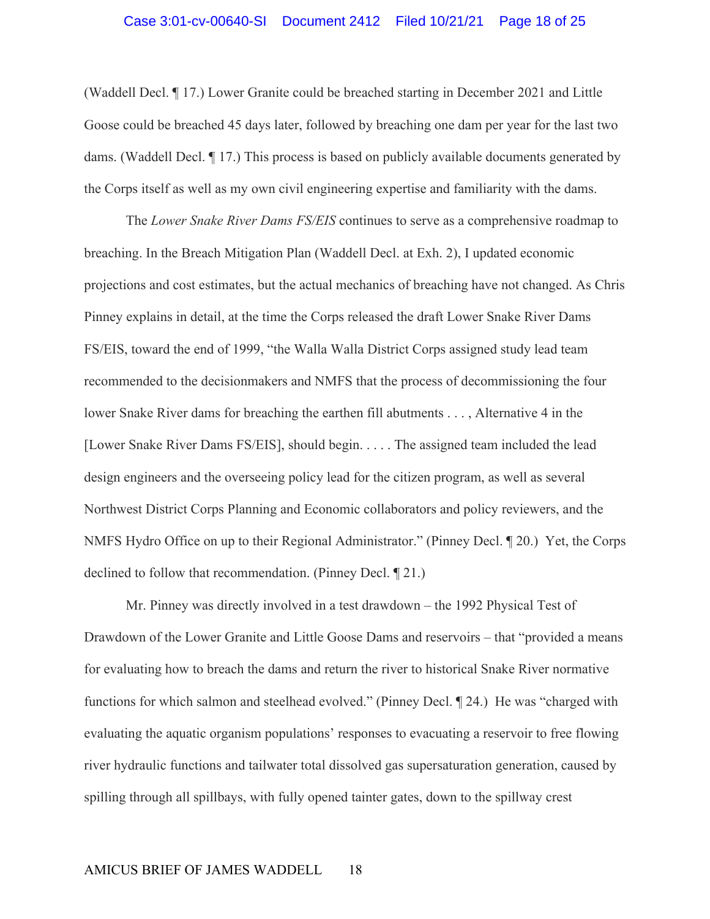(Waddell Decl. ¶ 17.) Lower Granite could be breached starting in December 2021 and Little Goose could be breached 45 days later, followed by breaching one dam per year for the last two dams. (Waddell Decl. ¶ 17.) This process is based on publicly available documents generated by the Corps itself as well as my own civil engineering expertise and familiarity with the dams.

The *Lower Snake River Dams FS/EIS* continues to serve as a comprehensive roadmap to breaching. In the Breach Mitigation Plan (Waddell Decl. at Exh. 2), I updated economic projections and cost estimates, but the actual mechanics of breaching have not changed. As Chris Pinney explains in detail, at the time the Corps released the draft Lower Snake River Dams FS/EIS, toward the end of 1999, "the Walla Walla District Corps assigned study lead team recommended to the decisionmakers and NMFS that the process of decommissioning the four lower Snake River dams for breaching the earthen fill abutments . . . , Alternative 4 in the [Lower Snake River Dams FS/EIS], should begin. . . . . The assigned team included the lead design engineers and the overseeing policy lead for the citizen program, as well as several Northwest District Corps Planning and Economic collaborators and policy reviewers, and the NMFS Hydro Office on up to their Regional Administrator." (Pinney Decl. ¶ 20.) Yet, the Corps declined to follow that recommendation. (Pinney Decl. ¶ 21.)

Mr. Pinney was directly involved in a test drawdown – the 1992 Physical Test of Drawdown of the Lower Granite and Little Goose Dams and reservoirs – that "provided a means for evaluating how to breach the dams and return the river to historical Snake River normative functions for which salmon and steelhead evolved." (Pinney Decl. ¶ 24.) He was "charged with evaluating the aquatic organism populations' responses to evacuating a reservoir to free flowing river hydraulic functions and tailwater total dissolved gas supersaturation generation, caused by spilling through all spillbays, with fully opened tainter gates, down to the spillway crest

AMICUS BRIEF OF JAMES WADDELL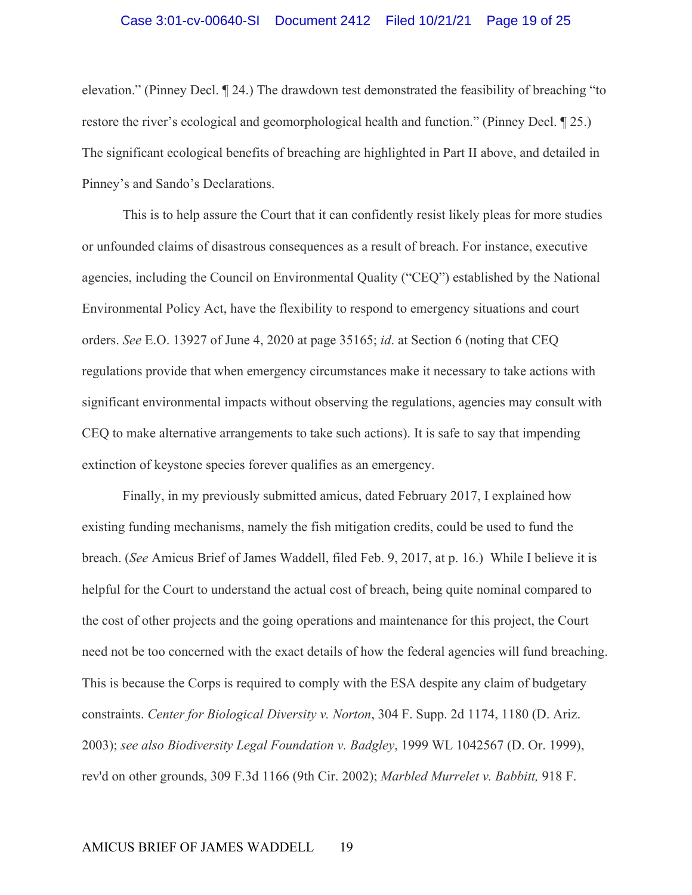elevation." (Pinney Decl. ¶ 24.) The drawdown test demonstrated the feasibility of breaching "to restore the river's ecological and geomorphological health and function." (Pinney Decl. ¶ 25.) The significant ecological benefits of breaching are highlighted in Part II above, and detailed in Pinney's and Sando's Declarations.

This is to help assure the Court that it can confidently resist likely pleas for more studies or unfounded claims of disastrous consequences as a result of breach. For instance, executive agencies, including the Council on Environmental Quality ("CEQ") established by the National Environmental Policy Act, have the flexibility to respond to emergency situations and court orders. *See* E.O. 13927 of June 4, 2020 at page 35165; *id*. at Section 6 (noting that CEQ regulations provide that when emergency circumstances make it necessary to take actions with significant environmental impacts without observing the regulations, agencies may consult with CEQ to make alternative arrangements to take such actions). It is safe to say that impending extinction of keystone species forever qualifies as an emergency.

Finally, in my previously submitted amicus, dated February 2017, I explained how existing funding mechanisms, namely the fish mitigation credits, could be used to fund the breach. (*See* Amicus Brief of James Waddell, filed Feb. 9, 2017, at p. 16.) While I believe it is helpful for the Court to understand the actual cost of breach, being quite nominal compared to the cost of other projects and the going operations and maintenance for this project, the Court need not be too concerned with the exact details of how the federal agencies will fund breaching. This is because the Corps is required to comply with the ESA despite any claim of budgetary constraints. *Center for Biological Diversity v. Norton*, 304 F. Supp. 2d 1174, 1180 (D. Ariz. 2003); *see also Biodiversity Legal Foundation v. Badgley*, 1999 WL 1042567 (D. Or. 1999), rev'd on other grounds, 309 F.3d 1166 (9th Cir. 2002); *Marbled Murrelet v. Babbitt,* 918 F.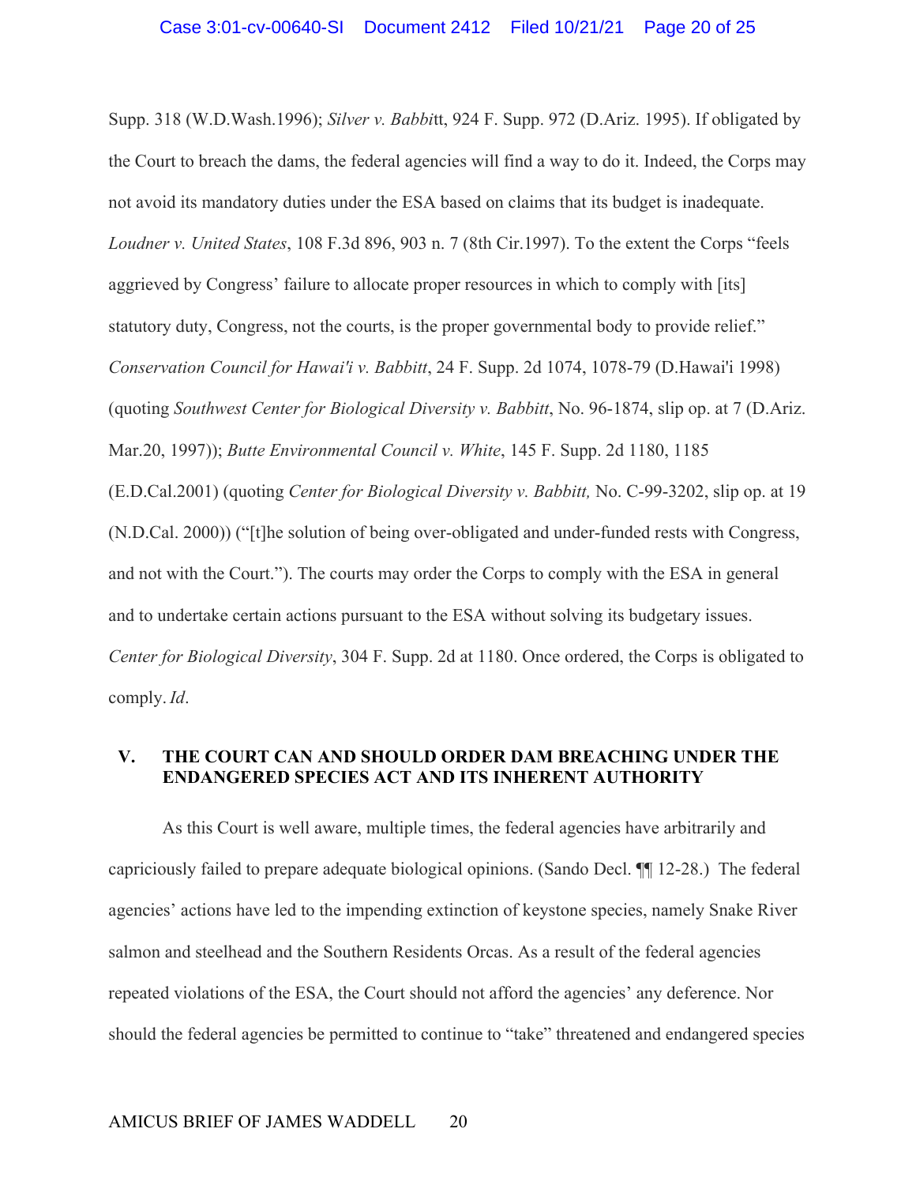Supp. 318 (W.D.Wash.1996); *Silver v. Babbi*tt, 924 F. Supp. 972 (D.Ariz. 1995). If obligated by the Court to breach the dams, the federal agencies will find a way to do it. Indeed, the Corps may not avoid its mandatory duties under the ESA based on claims that its budget is inadequate. *Loudner v. United States*, 108 F.3d 896, 903 n. 7 (8th Cir.1997). To the extent the Corps "feels aggrieved by Congress' failure to allocate proper resources in which to comply with [its] statutory duty, Congress, not the courts, is the proper governmental body to provide relief." *Conservation Council for Hawai'i v. Babbitt*, 24 F. Supp. 2d 1074, 1078-79 (D.Hawai'i 1998) (quoting *Southwest Center for Biological Diversity v. Babbitt*, No. 96-1874, slip op. at 7 (D.Ariz. Mar.20, 1997)); *Butte Environmental Council v. White*, 145 F. Supp. 2d 1180, 1185 (E.D.Cal.2001) (quoting *Center for Biological Diversity v. Babbitt,* No. C-99-3202, slip op. at 19 (N.D.Cal. 2000)) ("[t]he solution of being over-obligated and under-funded rests with Congress, and not with the Court."). The courts may order the Corps to comply with the ESA in general and to undertake certain actions pursuant to the ESA without solving its budgetary issues. *Center for Biological Diversity*, 304 F. Supp. 2d at 1180. Once ordered, the Corps is obligated to comply. *Id*.

## V. THE COURT CAN AND SHOULD ORDER DAM BREACHING UNDER THE ENDANGERED SPECIES ACT AND ITS INHERENT AUTHORITY

As this Court is well aware, multiple times, the federal agencies have arbitrarily and capriciously failed to prepare adequate biological opinions. (Sando Decl. ¶¶ 12-28.) The federal agencies' actions have led to the impending extinction of keystone species, namely Snake River salmon and steelhead and the Southern Residents Orcas. As a result of the federal agencies repeated violations of the ESA, the Court should not afford the agencies' any deference. Nor should the federal agencies be permitted to continue to "take" threatened and endangered species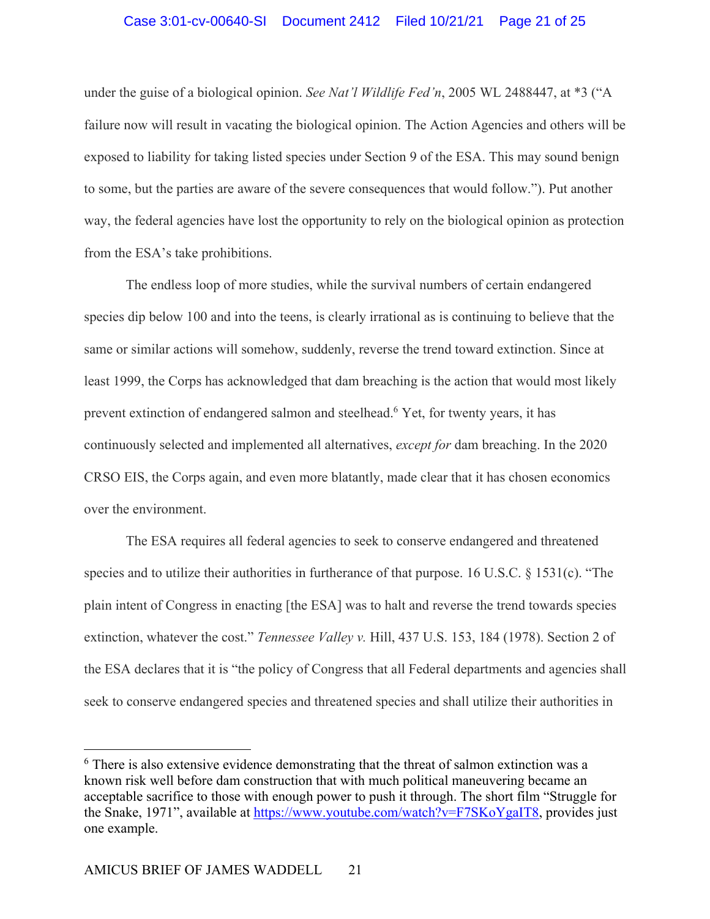under the guise of a biological opinion. *See Nat'l Wildlife Fed'n*, 2005 WL 2488447, at *3 ("A failure now will result in vacating the biological opinion. The Action Agencies and others will be exposed to liability for taking listed species under Section 9 of the ESA. This may sound benign to some, but the parties are aware of the severe consequences that would follow."). Put another way, the federal agencies have lost the opportunity to rely on the biological opinion as protection from the ESA's take prohibitions.

The endless loop of more studies, while the survival numbers of certain endangered species dip below 100 and into the teens, is clearly irrational as is continuing to believe that the same or similar actions will somehow, suddenly, reverse the trend toward extinction. Since at least 1999, the Corps has acknowledged that dam breaching is the action that would most likely prevent extinction of endangered salmon and steelhead.[6] Yet, for twenty years, it has continuously selected and implemented all alternatives, *except for* dam breaching. In the 2020 CRSO EIS, the Corps again, and even more blatantly, made clear that it has chosen economics over the environment.

The ESA requires all federal agencies to seek to conserve endangered and threatened species and to utilize their authorities in furtherance of that purpose. 16 U.S.C. § 1531(c). "The plain intent of Congress in enacting [the ESA] was to halt and reverse the trend towards species extinction, whatever the cost." *Tennessee Valley v.* Hill, 437 U.S. 153, 184 (1978). Section 2 of the ESA declares that it is "the policy of Congress that all Federal departments and agencies shall seek to conserve endangered species and threatened species and shall utilize their authorities in

---

[6] There is also extensive evidence demonstrating that the threat of salmon extinction was a known risk well before dam construction that with much political maneuvering became an acceptable sacrifice to those with enough power to push it through. The short film "Struggle for the Snake, 1971", available at https://www.youtube.com/watch?v=F7SKoYgaIT8, provides just one example.

AMICUS BRIEF OF JAMES WADDELL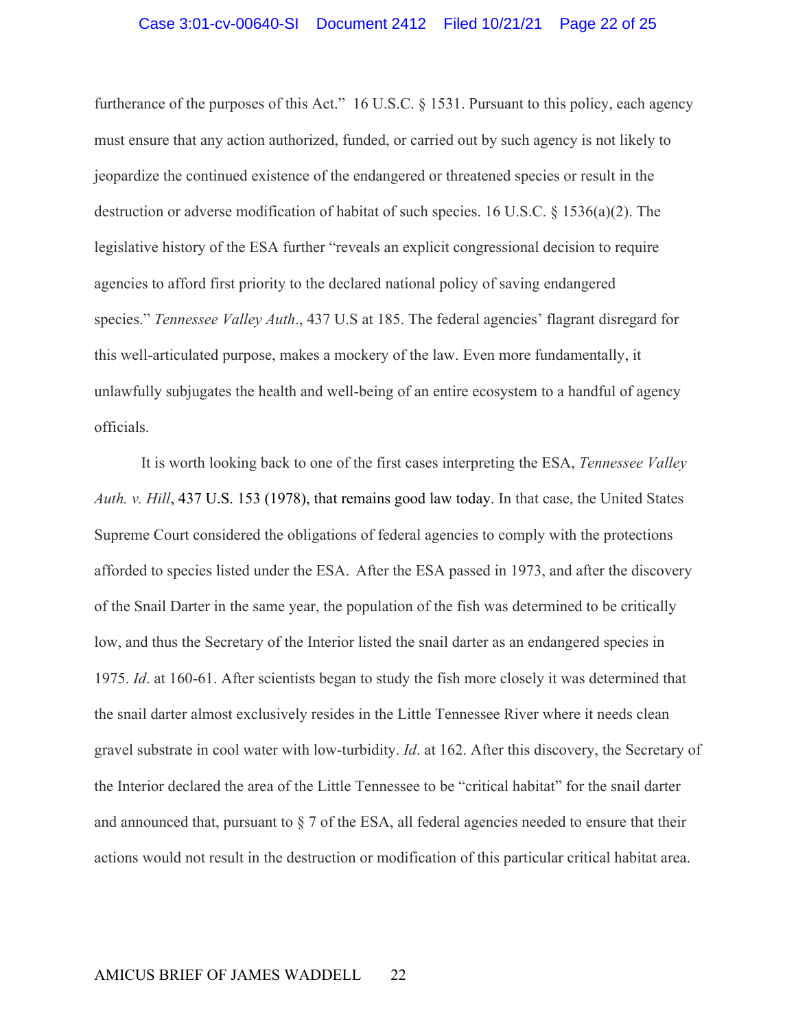furtherance of the purposes of this Act." 16 U.S.C. § 1531. Pursuant to this policy, each agency must ensure that any action authorized, funded, or carried out by such agency is not likely to jeopardize the continued existence of the endangered or threatened species or result in the destruction or adverse modification of habitat of such species. 16 U.S.C. § 1536(a)(2). The legislative history of the ESA further "reveals an explicit congressional decision to require agencies to afford first priority to the declared national policy of saving endangered species." *Tennessee Valley Auth*., 437 U.S at 185. The federal agencies' flagrant disregard for this well-articulated purpose, makes a mockery of the law. Even more fundamentally, it unlawfully subjugates the health and well-being of an entire ecosystem to a handful of agency officials.

It is worth looking back to one of the first cases interpreting the ESA, *Tennessee Valley Auth. v. Hill*, 437 U.S. 153 (1978), that remains good law today. In that case, the United States Supreme Court considered the obligations of federal agencies to comply with the protections afforded to species listed under the ESA. After the ESA passed in 1973, and after the discovery of the Snail Darter in the same year, the population of the fish was determined to be critically low, and thus the Secretary of the Interior listed the snail darter as an endangered species in 1975. *Id*. at 160-61. After scientists began to study the fish more closely it was determined that the snail darter almost exclusively resides in the Little Tennessee River where it needs clean gravel substrate in cool water with low-turbidity. *Id*. at 162. After this discovery, the Secretary of the Interior declared the area of the Little Tennessee to be "critical habitat" for the snail darter and announced that, pursuant to § 7 of the ESA, all federal agencies needed to ensure that their actions would not result in the destruction or modification of this particular critical habitat area.

AMICUS BRIEF OF JAMES WADDELL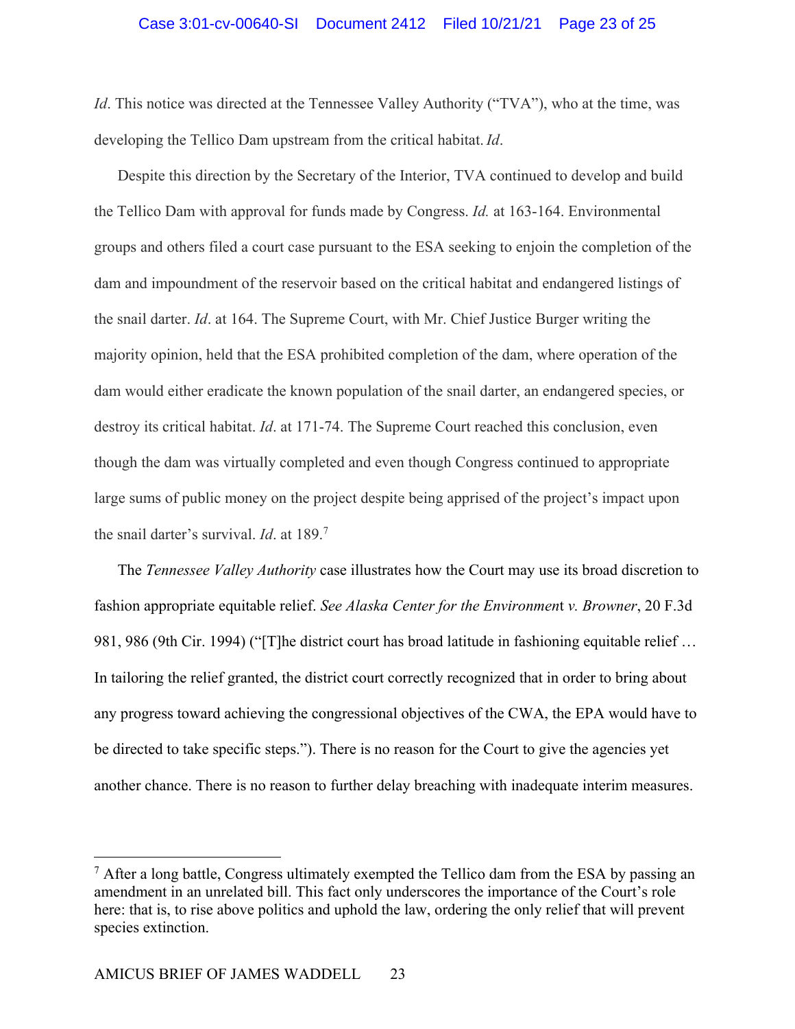*Id*. This notice was directed at the Tennessee Valley Authority ("TVA"), who at the time, was developing the Tellico Dam upstream from the critical habitat. *Id*.

Despite this direction by the Secretary of the Interior, TVA continued to develop and build the Tellico Dam with approval for funds made by Congress. *Id.* at 163-164. Environmental groups and others filed a court case pursuant to the ESA seeking to enjoin the completion of the dam and impoundment of the reservoir based on the critical habitat and endangered listings of the snail darter. *Id*. at 164. The Supreme Court, with Mr. Chief Justice Burger writing the majority opinion, held that the ESA prohibited completion of the dam, where operation of the dam would either eradicate the known population of the snail darter, an endangered species, or destroy its critical habitat. *Id*. at 171-74. The Supreme Court reached this conclusion, even though the dam was virtually completed and even though Congress continued to appropriate large sums of public money on the project despite being apprised of the project's impact upon the snail darter's survival. *Id*. at 189.[7]

The *Tennessee Valley Authority* case illustrates how the Court may use its broad discretion to fashion appropriate equitable relief. *See Alaska Center for the Environment v. Browner*, 20 F.3d 981, 986 (9th Cir. 1994) ("[T]he district court has broad latitude in fashioning equitable relief … In tailoring the relief granted, the district court correctly recognized that in order to bring about any progress toward achieving the congressional objectives of the CWA, the EPA would have to be directed to take specific steps."). There is no reason for the Court to give the agencies yet another chance. There is no reason to further delay breaching with inadequate interim measures.

[7] After a long battle, Congress ultimately exempted the Tellico dam from the ESA by passing an amendment in an unrelated bill. This fact only underscores the importance of the Court's role here: that is, to rise above politics and uphold the law, ordering the only relief that will prevent species extinction.

AMICUS BRIEF OF JAMES WADDELL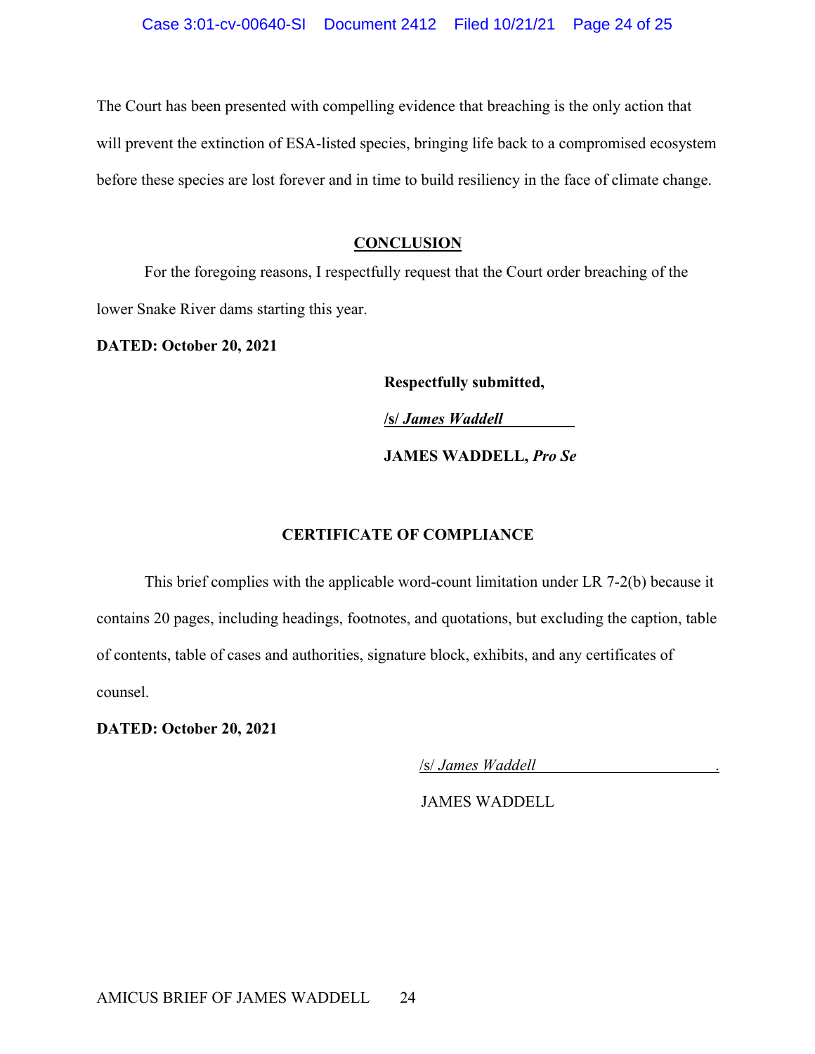The Court has been presented with compelling evidence that breaching is the only action that will prevent the extinction of ESA-listed species, bringing life back to a compromised ecosystem before these species are lost forever and in time to build resiliency in the face of climate change.

## CONCLUSION

For the foregoing reasons, I respectfully request that the Court order breaching of the lower Snake River dams starting this year.

**DATED: October 20, 2021**

**Respectfully submitted,**

**/s/ *James Waddell***

**JAMES WADDELL, *Pro Se***

## CERTIFICATE OF COMPLIANCE

This brief complies with the applicable word-count limitation under LR 7-2(b) because it contains 20 pages, including headings, footnotes, and quotations, but excluding the caption, table of contents, table of cases and authorities, signature block, exhibits, and any certificates of counsel.

**DATED: October 20, 2021**

/s/ *James Waddell* .

JAMES WADDELL

AMICUS BRIEF OF JAMES WADDELL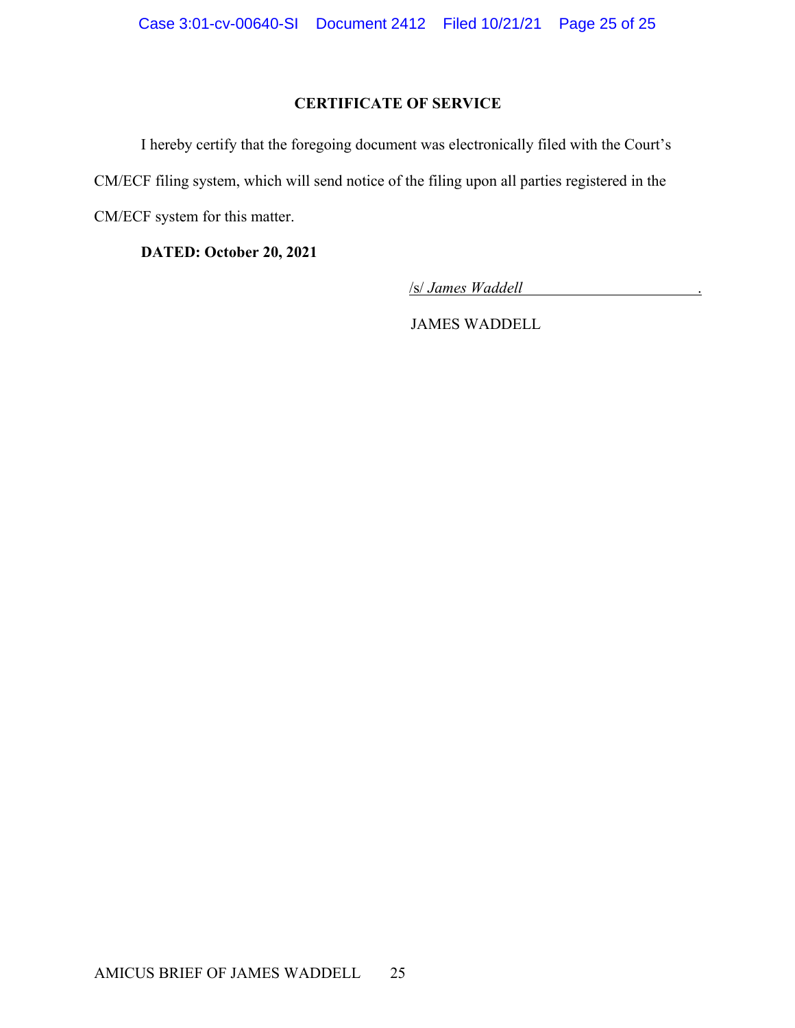## CERTIFICATE OF SERVICE

I hereby certify that the foregoing document was electronically filed with the Court's CM/ECF filing system, which will send notice of the filing upon all parties registered in the CM/ECF system for this matter.

**DATED: October 20, 2021**

/s/ *James Waddell*

JAMES WADDELL

AMICUS BRIEF OF JAMES WADDELL